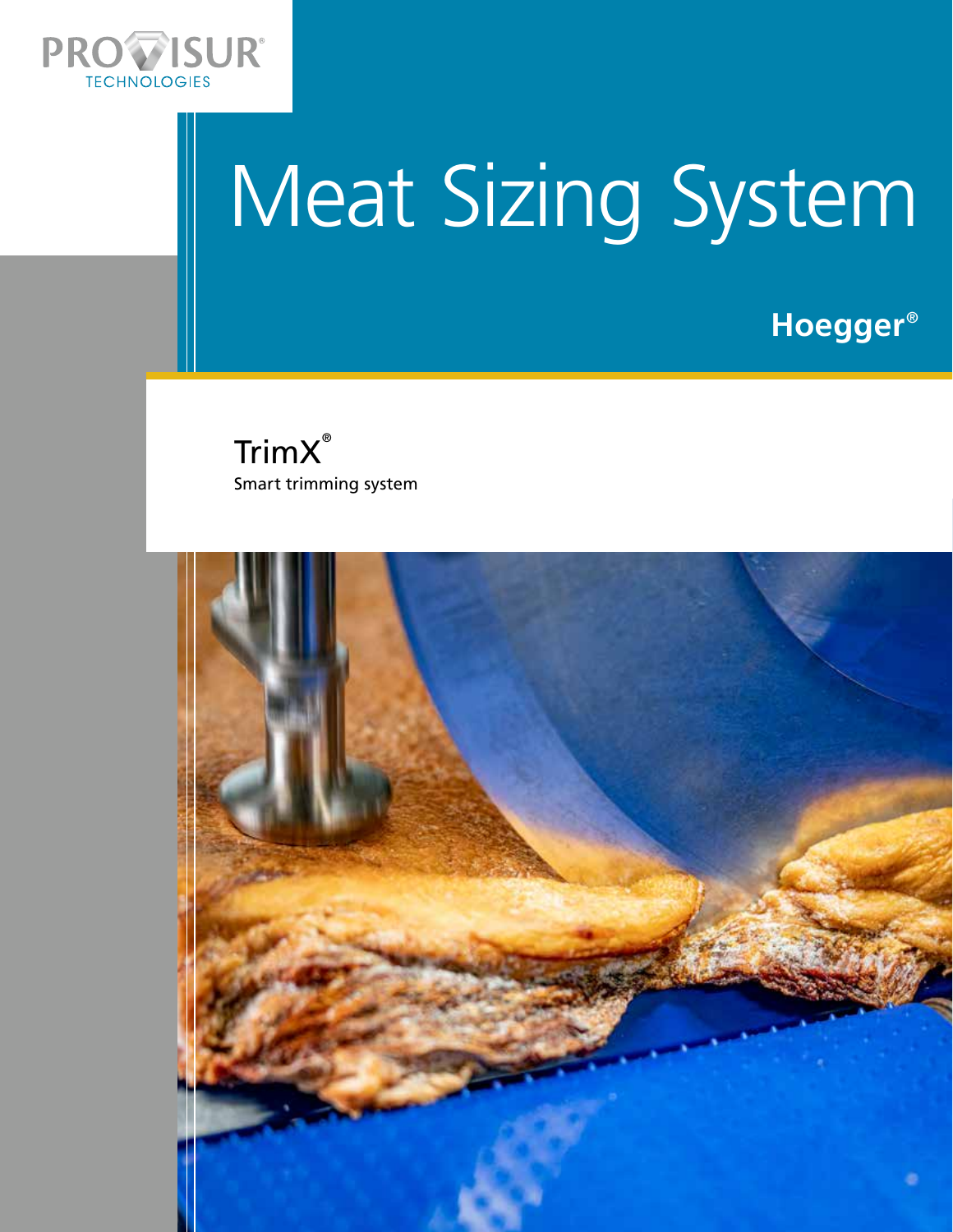PROVISUR® TECHNOLOGIES

# Meat Sizing System

**Hoegger®**

## TrimX®

Smart trimming system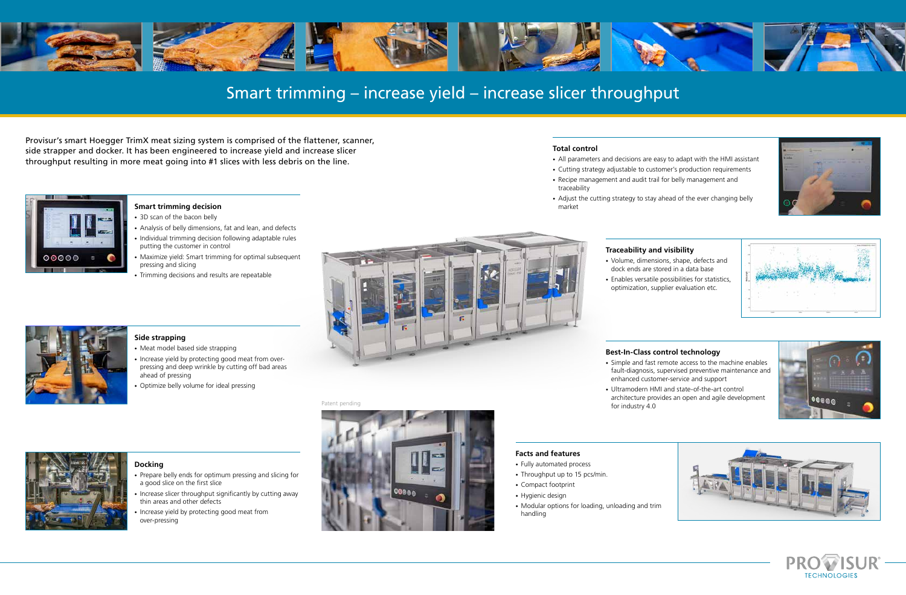# Smart trimming – increase yield – increase slicer throughput

Provisur's smart Hoegger TrimX meat sizing system is comprised of the flattener, scanner, side strapper and docker. It has been engineered to increase yield and increase slicer throughput resulting in more meat going into #1 slices with less debris on the line.

### Smart trimming decision

- 3D scan of the bacon belly
- Analysis of belly dimensions, fat and lean, and defects
- Individual trimming decision following adaptable rules putting the customer in control
- Maximize yield: Smart trimming for optimal subsequent pressing and slicing
- Trimming decisions and results are repeatable

### Side strapping

- Meat model based side strapping
- Increase yield by protecting good meat from over-pressing and deep wrinkle by cutting off bad areas ahead of pressing
- Optimize belly volume for ideal pressing

### Docking

- Prepare belly ends for optimum pressing and slicing for a good slice on the first slice
- Increase slicer throughput significantly by cutting away thin areas and other defects
- Increase yield by protecting good meat from over-pressing

Patent pending

### Total control

- All parameters and decisions are easy to adapt with the HMI assistant
- Cutting strategy adjustable to customer's production requirements
- Recipe management and audit trail for belly management and traceability
- Adjust the cutting strategy to stay ahead of the ever changing belly market

### Traceability and visibility

- Volume, dimensions, shape, defects and dock ends are stored in a data base
- Enables versatile possibilities for statistics, optimization, supplier evaluation etc.

### Best-In-Class control technology

- Simple and fast remote access to the machine enables fault-diagnosis, supervised preventive maintenance and enhanced customer-service and support
- Ultramodern HMI and state-of-the-art control architecture provides an open and agile development for industry 4.0

### Facts and features

- Fully automated process
- Throughput up to 15 pcs/min.
- Compact footprint
- Hygienic design
- Modular options for loading, unloading and trim handling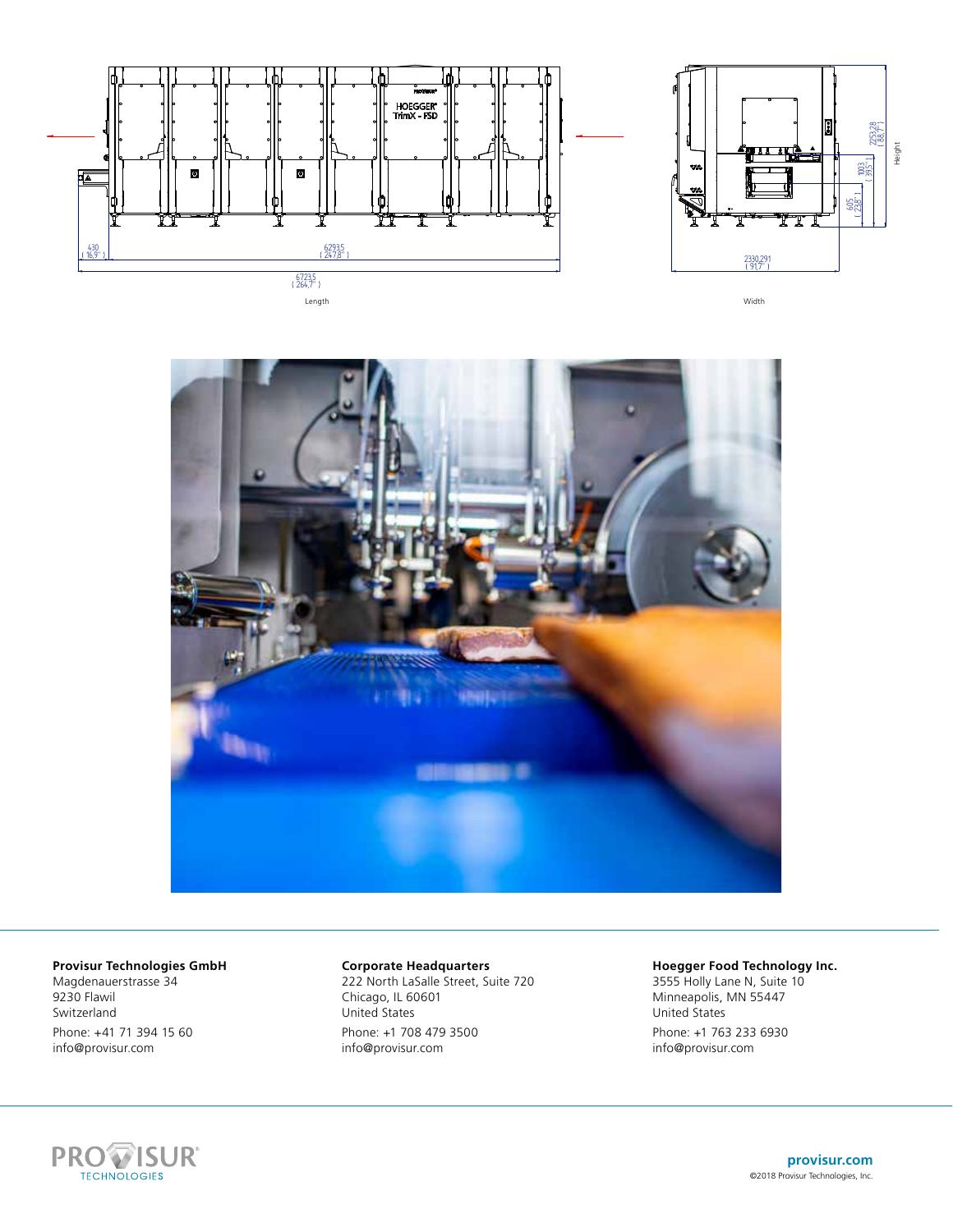430
( 16,9" )

6293,5
( 247,8" )

6723,5
( 264,7" )

Length

2330,291
( 91,7" )

Width

2253,28
( 88,7" )

1003
( 39,5" )

605
( 23,8" )

Height

HOEGGER®
TrimX - FSD

**Provisur Technologies GmbH**
Magdenauerstrasse 34
9230 Flawil
Switzerland

Phone: +41 71 394 15 60
info@provisur.com

**Corporate Headquarters**
222 North LaSalle Street, Suite 720
Chicago, IL 60601
United States

Phone: +1 708 479 3500
info@provisur.com

**Hoegger Food Technology Inc.**
3555 Holly Lane N, Suite 10
Minneapolis, MN 55447
United States

Phone: +1 763 233 6930
info@provisur.com

PROVISUR® TECHNOLOGIES

**provisur.com**
©2018 Provisur Technologies, Inc.